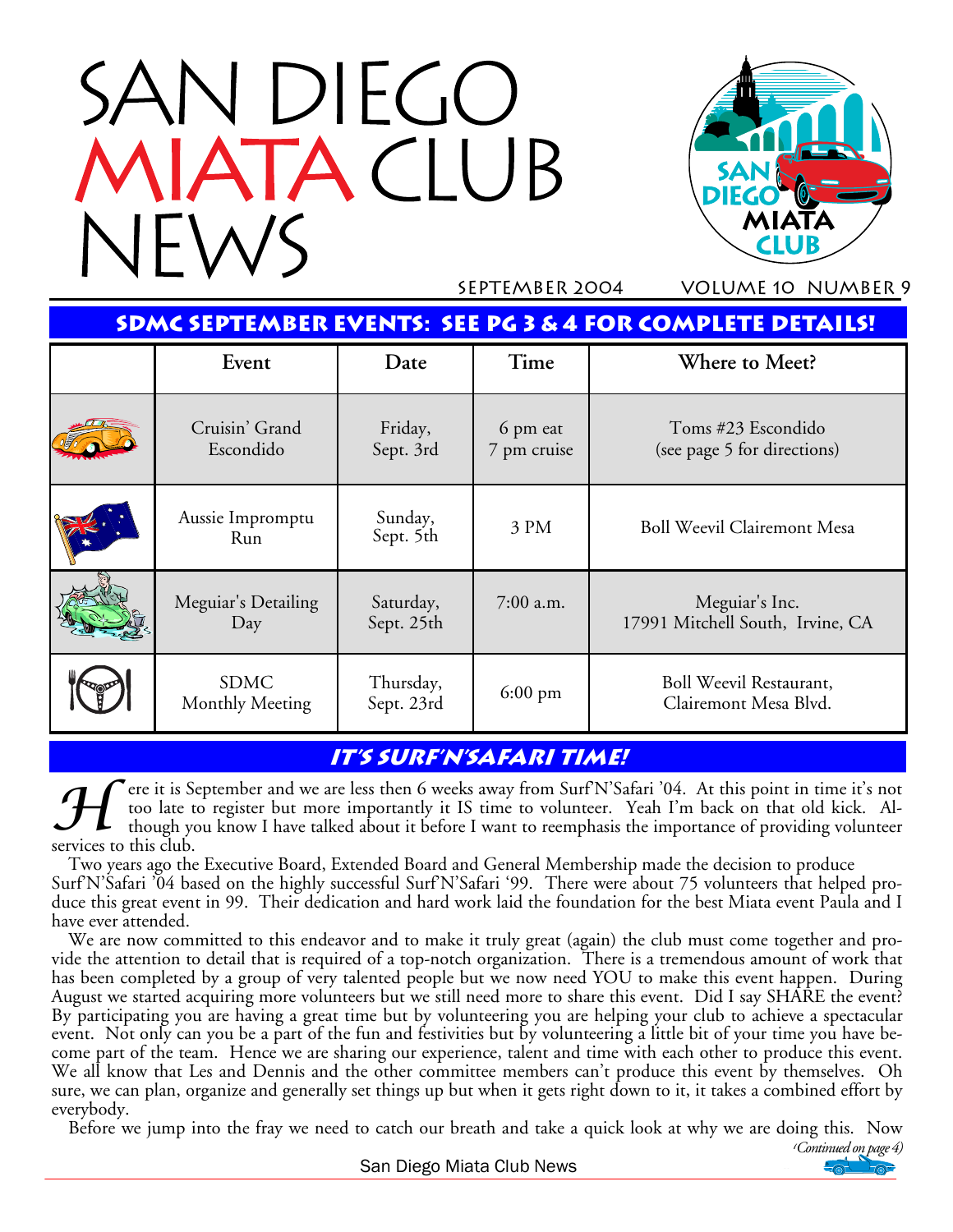# SAN DIEGO MIATA CLUB NEWS

SEPTEMBER 2004 VOLUME 10 NUMBER 9

## SDMC SEPTEMBER EVENTS: SEE PG 3 & 4 FOR COMPLETE DETAILS!

| | Event | Date | Time | Where to Meet? |
|---|---|---|---|---|
| | Cruisin' Grand Escondido | Friday, Sept. 3rd | 6 pm eat 7 pm cruise | Toms #23 Escondido (see page 5 for directions) |
| | Aussie Impromptu Run | Sunday, Sept. 5th | 3 PM | Boll Weevil Clairemont Mesa |
| | Meguiar's Detailing Day | Saturday, Sept. 25th | 7:00 a.m. | Meguiar's Inc. 17991 Mitchell South, Irvine, CA |
| | SDMC Monthly Meeting | Thursday, Sept. 23rd | 6:00 pm | Boll Weevil Restaurant, Clairemont Mesa Blvd. |

## IT'S SURF'N'SAFARI TIME!

Here it is September and we are less then 6 weeks away from Surf'N'Safari '04. At this point in time it's not too late to register but more importantly it IS time to volunteer. Yeah I'm back on that old kick. Although you know I have talked about it before I want to reemphasis the importance of providing volunteer services to this club.

Two years ago the Executive Board, Extended Board and General Membership made the decision to produce Surf'N'Safari '04 based on the highly successful Surf'N'Safari '99. There were about 75 volunteers that helped produce this great event in 99. Their dedication and hard work laid the foundation for the best Miata event Paula and I have ever attended.

We are now committed to this endeavor and to make it truly great (again) the club must come together and provide the attention to detail that is required of a top-notch organization. There is a tremendous amount of work that has been completed by a group of very talented people but we now need YOU to make this event happen. During August we started acquiring more volunteers but we still need more to share this event. Did I say SHARE the event? By participating you are having a great time but by volunteering you are helping your club to achieve a spectacular event. Not only can you be a part of the fun and festivities but by volunteering a little bit of your time you have become part of the team. Hence we are sharing our experience, talent and time with each other to produce this event. We all know that Les and Dennis and the other committee members can't produce this event by themselves. Oh sure, we can plan, organize and generally set things up but when it gets right down to it, it takes a combined effort by everybody.

Before we jump into the fray we need to catch our breath and take a quick look at why we are doing this. Now

*(Continued on page 4)*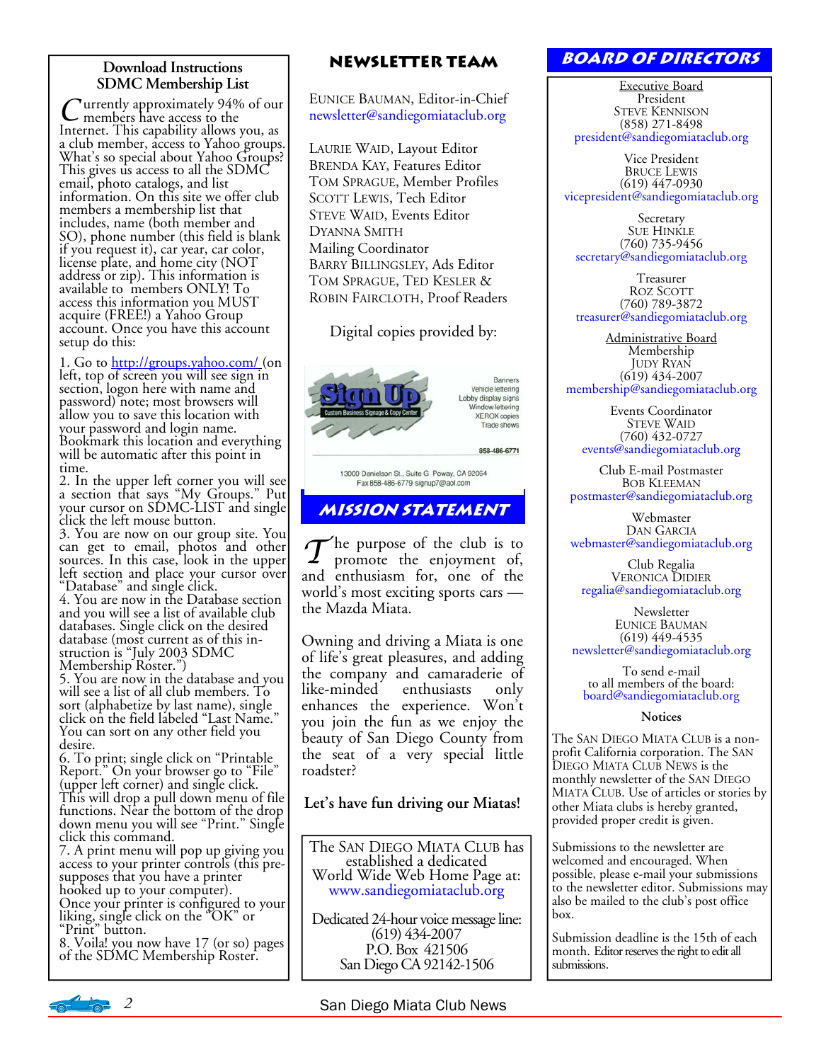## Download Instructions SDMC Membership List

Currently approximately 94% of our members have access to the Internet. This capability allows you, as a club member, access to Yahoo groups. What's so special about Yahoo Groups? This gives us access to all the SDMC email, photo catalogs, and list information. On this site we offer club members a membership list that includes, name (both member and SO), phone number (this field is blank if you request it), car year, car color, license plate, and home city (NOT address or zip). This information is available to members ONLY! To access this information you MUST acquire (FREE!) a Yahoo Group account. Once you have this account setup do this:

1. Go to http://groups.yahoo.com/ (on left, top of screen you will see sign in section, logon here with name and password) note; most browsers will allow you to save this location with your password and login name. Bookmark this location and everything will be automatic after this point in time.
2. In the upper left corner you will see a section that says "My Groups." Put your cursor on SDMC-LIST and single click the left mouse button.
3. You are now on our group site. You can get to email, photos and other sources. In this case, look in the upper left section and place your cursor over "Database" and single click.
4. You are now in the Database section and you will see a list of available club databases. Single click on the desired database (most current as of this instruction is "July 2003 SDMC Membership Roster.")
5. You are now in the database and you will see a list of all club members. To sort (alphabetize by last name), single click on the field labeled "Last Name." You can sort on any other field you desire.
6. To print; single click on "Printable Report." On your browser go to "File" (upper left corner) and single click. This will drop a pull down menu of file functions. Near the bottom of the drop down menu you will see "Print." Single click this command.
7. A print menu will pop up giving you access to your printer controls (this presupposes that you have a printer hooked up to your computer). Once your printer is configured to your liking, single click on the "OK" or "Print" button.
8. Voila! you now have 17 (or so) pages of the SDMC Membership Roster.

## Newsletter Team

EUNICE BAUMAN, Editor-in-Chief
newsletter@sandiegomiataclub.org

LAURIE WAID, Layout Editor
BRENDA KAY, Features Editor
TOM SPRAGUE, Member Profiles
SCOTT LEWIS, Tech Editor
STEVE WAID, Events Editor
DYANNA SMITH
Mailing Coordinator
BARRY BILLINGSLEY, Ads Editor
TOM SPRAGUE, TED KESLER & ROBIN FAIRCLOTH, Proof Readers

Digital copies provided by:

Sign Up — Custom Business Signage & Copy Center
Banners, Vehicle lettering, Lobby display signs, Window lettering, XEROX copies, Trade shows
858-486-6771
13000 Danielson St., Suite G Poway, CA 92064
Fax 858-486-6779 signup7@aol.com

## Mission Statement

The purpose of the club is to promote the enjoyment of, and enthusiasm for, one of the world's most exciting sports cars — the Mazda Miata.

Owning and driving a Miata is one of life's great pleasures, and adding the company and camaraderie of like-minded enthusiasts only enhances the experience. Won't you join the fun as we enjoy the beauty of San Diego County from the seat of a very special little roadster?

**Let's have fun driving our Miatas!**

The SAN DIEGO MIATA CLUB has established a dedicated World Wide Web Home Page at:
www.sandiegomiataclub.org

Dedicated 24-hour voice message line:
(619) 434-2007
P.O. Box 421506
San Diego CA 92142-1506

## Board of Directors

Executive Board

President
STEVE KENNISON
(858) 271-8498
president@sandiegomiataclub.org

Vice President
BRUCE LEWIS
(619) 447-0930
vicepresident@sandiegomiataclub.org

Secretary
SUE HINKLE
(760) 735-9456
secretary@sandiegomiataclub.org

Treasurer
ROZ SCOTT
(760) 789-3872
treasurer@sandiegomiataclub.org

Administrative Board

Membership
JUDY RYAN
(619) 434-2007
membership@sandiegomiataclub.org

Events Coordinator
STEVE WAID
(760) 432-0727
events@sandiegomiataclub.org

Club E-mail Postmaster
BOB KLEEMAN
postmaster@sandiegomiataclub.org

Webmaster
DAN GARCIA
webmaster@sandiegomiataclub.org

Club Regalia
VERONICA DIDIER
regalia@sandiegomiataclub.org

Newsletter
EUNICE BAUMAN
(619) 449-4535
newsletter@sandiegomiataclub.org

To send e-mail to all members of the board:
board@sandiegomiataclub.org

### Notices

The SAN DIEGO MIATA CLUB is a non-profit California corporation. The SAN DIEGO MIATA CLUB NEWS is the monthly newsletter of the SAN DIEGO MIATA CLUB. Use of articles or stories by other Miata clubs is hereby granted, provided proper credit is given.

Submissions to the newsletter are welcomed and encouraged. When possible, please e-mail your submissions to the newsletter editor. Submissions may also be mailed to the club's post office box.

Submission deadline is the 15th of each month. Editor reserves the right to edit all submissions.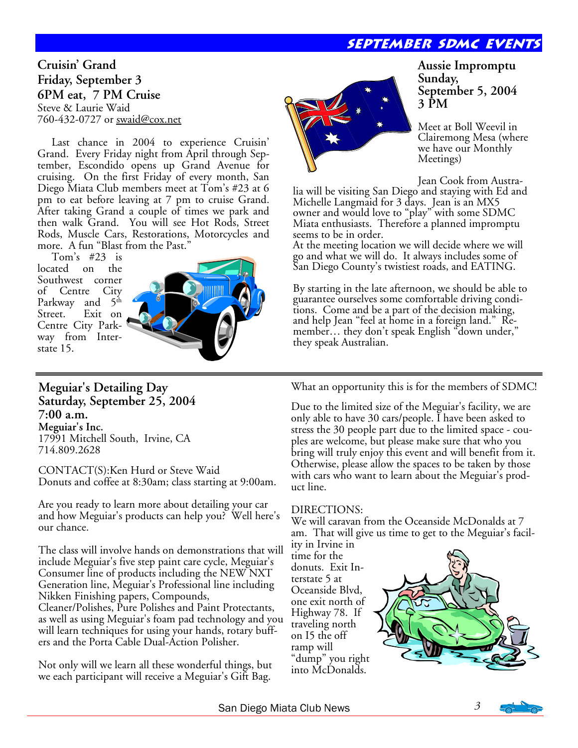# SEPTEMBER SDMC EVENTS

## Cruisin' Grand

**Friday, September 3**
**6PM eat, 7 PM Cruise**
Steve & Laurie Waid
760-432-0727 or swaid@cox.net

Last chance in 2004 to experience Cruisin' Grand. Every Friday night from April through September, Escondido opens up Grand Avenue for cruising. On the first Friday of every month, San Diego Miata Club members meet at Tom's #23 at 6 pm to eat before leaving at 7 pm to cruise Grand. After taking Grand a couple of times we park and then walk Grand. You will see Hot Rods, Street Rods, Muscle Cars, Restorations, Motorcycles and more. A fun "Blast from the Past."

Tom's #23 is located on the Southwest corner of Centre City Parkway and 5th Street. Exit on Centre City Parkway from Interstate 15.

## Aussie Impromptu

**Sunday, September 5, 2004**
**3 PM**

Meet at Boll Weevil in Clairemong Mesa (where we have our Monthly Meetings)

Jean Cook from Australia will be visiting San Diego and staying with Ed and Michelle Langmaid for 3 days. Jean is an MX5 owner and would love to "play" with some SDMC Miata enthusiasts. Therefore a planned impromptu seems to be in order.

At the meeting location we will decide where we will go and what we will do. It always includes some of San Diego County's twistiest roads, and EATING.

By starting in the late afternoon, we should be able to guarantee ourselves some comfortable driving conditions. Come and be a part of the decision making, and help Jean "feel at home in a foreign land." Remember… they don't speak English "down under," they speak Australian.

## Meguiar's Detailing Day

**Saturday, September 25, 2004**
**7:00 a.m.**
**Meguiar's Inc.**
17991 Mitchell South, Irvine, CA
714.809.2628

CONTACT(S):Ken Hurd or Steve Waid
Donuts and coffee at 8:30am; class starting at 9:00am.

Are you ready to learn more about detailing your car and how Meguiar's products can help you? Well here's our chance.

The class will involve hands on demonstrations that will include Meguiar's five step paint care cycle, Meguiar's Consumer line of products including the NEW NXT Generation line, Meguiar's Professional line including Nikken Finishing papers, Compounds, Cleaner/Polishes, Pure Polishes and Paint Protectants, as well as using Meguiar's foam pad technology and you will learn techniques for using your hands, rotary buffers and the Porta Cable Dual-Action Polisher.

Not only will we learn all these wonderful things, but we each participant will receive a Meguiar's Gift Bag.

What an opportunity this is for the members of SDMC!

Due to the limited size of the Meguiar's facility, we are only able to have 30 cars/people. I have been asked to stress the 30 people part due to the limited space - couples are welcome, but please make sure that who you bring will truly enjoy this event and will benefit from it. Otherwise, please allow the spaces to be taken by those with cars who want to learn about the Meguiar's product line.

DIRECTIONS:
We will caravan from the Oceanside McDonalds at 7 am. That will give us time to get to the Meguiar's facility in Irvine in time for the donuts. Exit Interstate 5 at Oceanside Blvd, one exit north of Highway 78. If traveling north on I5 the off ramp will "dump" you right into McDonalds.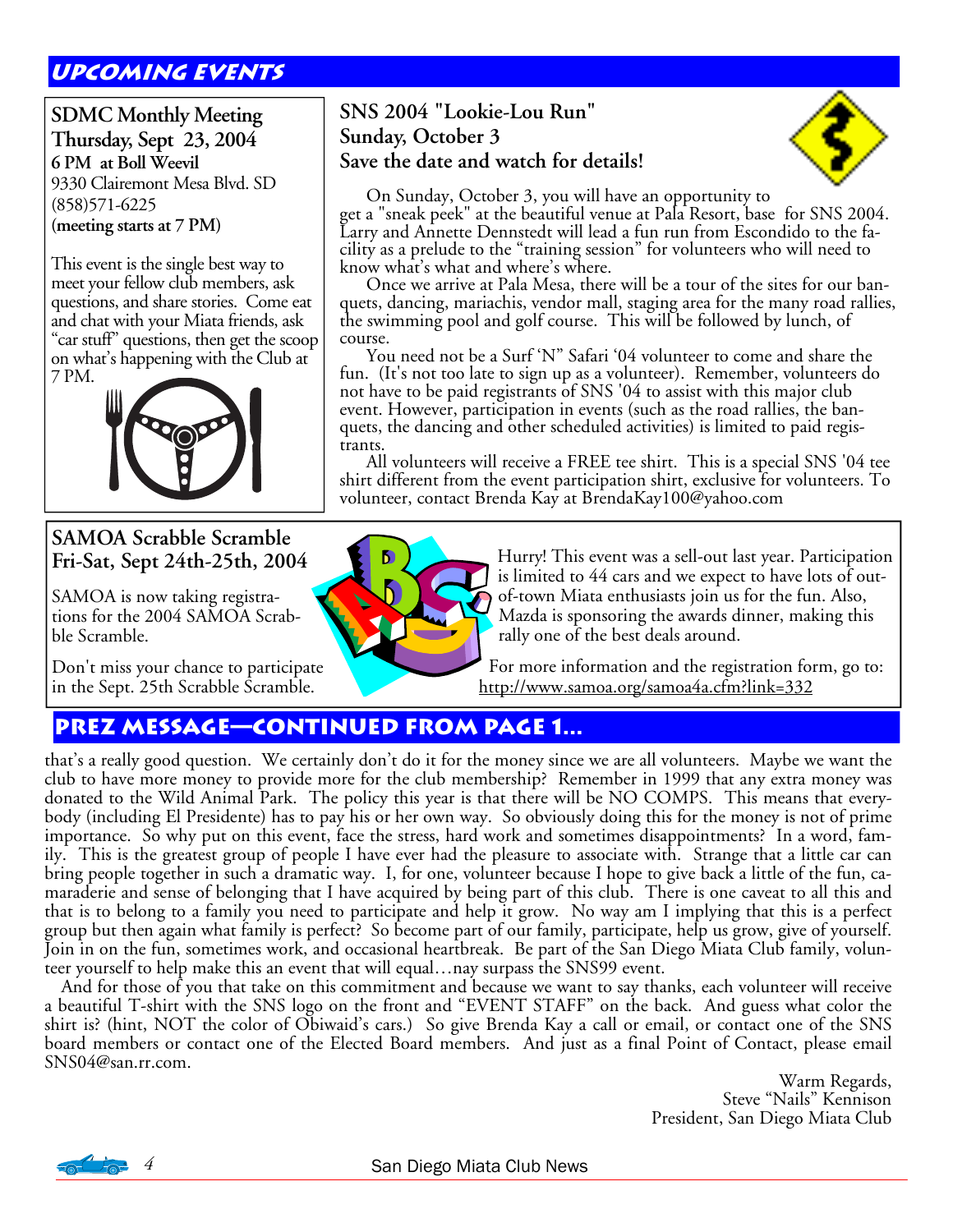# Upcoming Events

## SDMC Monthly Meeting

**Thursday, Sept 23, 2004**
**6 PM at Boll Weevil**
9330 Clairemont Mesa Blvd. SD
(858)571-6225
**(meeting starts at 7 PM)**

This event is the single best way to meet your fellow club members, ask questions, and share stories. Come eat and chat with your Miata friends, ask "car stuff" questions, then get the scoop on what's happening with the Club at 7 PM.

## SNS 2004 "Lookie-Lou Run"

**Sunday, October 3**
**Save the date and watch for details!**

On Sunday, October 3, you will have an opportunity to get a "sneak peek" at the beautiful venue at Pala Resort, base for SNS 2004. Larry and Annette Dennstedt will lead a fun run from Escondido to the facility as a prelude to the "training session" for volunteers who will need to know what's what and where's where.

Once we arrive at Pala Mesa, there will be a tour of the sites for our banquets, dancing, mariachis, vendor mall, staging area for the many road rallies, the swimming pool and golf course. This will be followed by lunch, of course.

You need not be a Surf 'N" Safari '04 volunteer to come and share the fun. (It's not too late to sign up as a volunteer). Remember, volunteers do not have to be paid registrants of SNS '04 to assist with this major club event. However, participation in events (such as the road rallies, the banquets, the dancing and other scheduled activities) is limited to paid registrants.

All volunteers will receive a FREE tee shirt. This is a special SNS '04 tee shirt different from the event participation shirt, exclusive for volunteers. To volunteer, contact Brenda Kay at BrendaKay100@yahoo.com

## SAMOA Scrabble Scramble

**Fri-Sat, Sept 24th-25th, 2004**

SAMOA is now taking registrations for the 2004 SAMOA Scrabble Scramble.

Don't miss your chance to participate in the Sept. 25th Scrabble Scramble.

Hurry! This event was a sell-out last year. Participation is limited to 44 cars and we expect to have lots of out-of-town Miata enthusiasts join us for the fun. Also, Mazda is sponsoring the awards dinner, making this rally one of the best deals around.

For more information and the registration form, go to: http://www.samoa.org/samoa4a.cfm?link=332

# Prez Message—Continued from Page 1...

that's a really good question. We certainly don't do it for the money since we are all volunteers. Maybe we want the club to have more money to provide more for the club membership? Remember in 1999 that any extra money was donated to the Wild Animal Park. The policy this year is that there will be NO COMPS. This means that everybody (including El Presidente) has to pay his or her own way. So obviously doing this for the money is not of prime importance. So why put on this event, face the stress, hard work and sometimes disappointments? In a word, family. This is the greatest group of people I have ever had the pleasure to associate with. Strange that a little car can bring people together in such a dramatic way. I, for one, volunteer because I hope to give back a little of the fun, camaraderie and sense of belonging that I have acquired by being part of this club. There is one caveat to all this and that is to belong to a family you need to participate and help it grow. No way am I implying that this is a perfect group but then again what family is perfect? So become part of our family, participate, help us grow, give of yourself. Join in on the fun, sometimes work, and occasional heartbreak. Be part of the San Diego Miata Club family, volunteer yourself to help make this an event that will equal…nay surpass the SNS99 event.

And for those of you that take on this commitment and because we want to say thanks, each volunteer will receive a beautiful T-shirt with the SNS logo on the front and "EVENT STAFF" on the back. And guess what color the shirt is? (hint, NOT the color of Obiwaid's cars.) So give Brenda Kay a call or email, or contact one of the SNS board members or contact one of the Elected Board members. And just as a final Point of Contact, please email SNS04@san.rr.com.

Warm Regards,
Steve "Nails" Kennison
President, San Diego Miata Club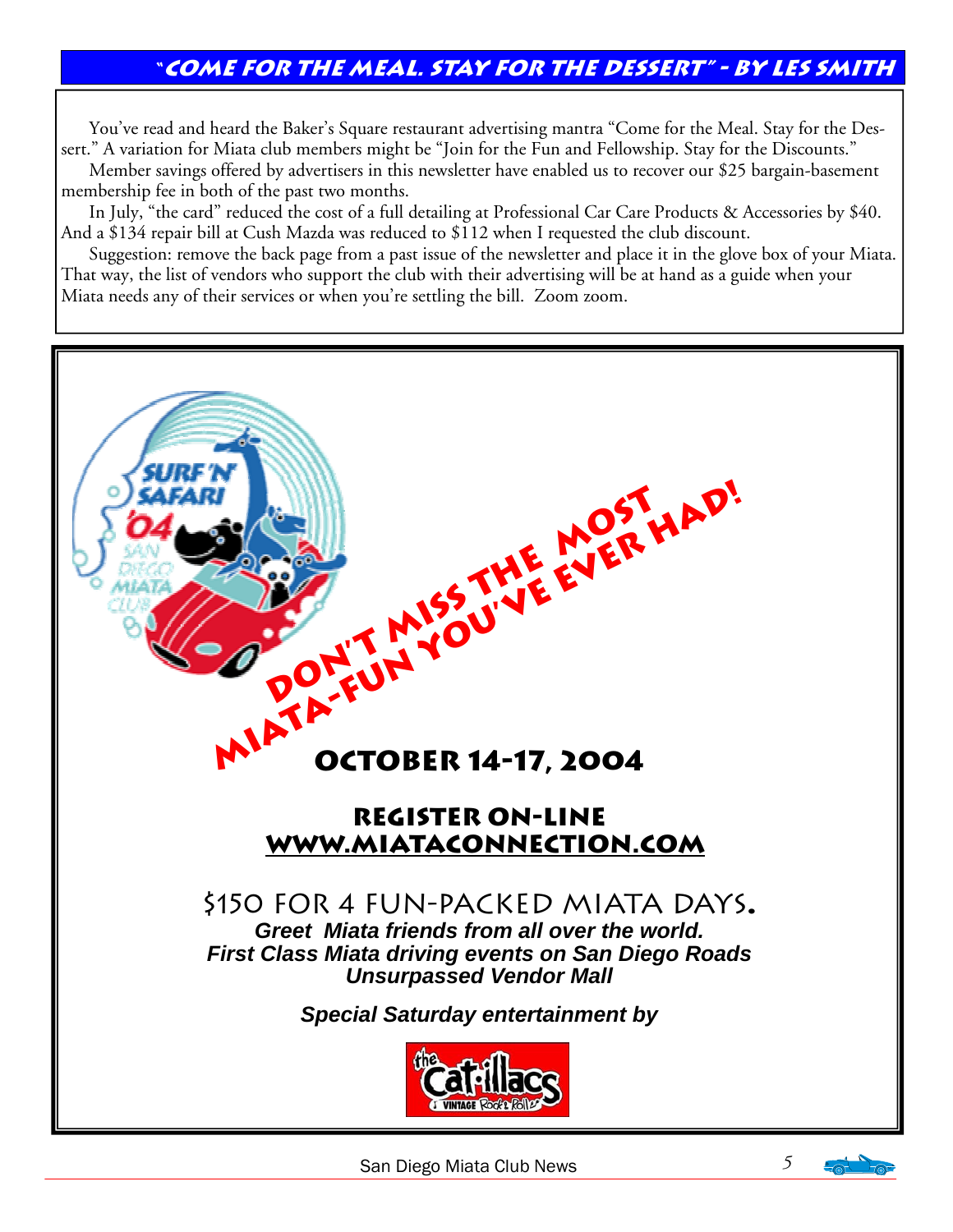## "Come for the Meal. Stay for the Dessert" - By Les Smith

You've read and heard the Baker's Square restaurant advertising mantra "Come for the Meal. Stay for the Dessert." A variation for Miata club members might be "Join for the Fun and Fellowship. Stay for the Discounts."

Member savings offered by advertisers in this newsletter have enabled us to recover our $25 bargain-basement membership fee in both of the past two months.

In July, "the card" reduced the cost of a full detailing at Professional Car Care Products & Accessories by $40. And a $134 repair bill at Cush Mazda was reduced to $112 when I requested the club discount.

Suggestion: remove the back page from a past issue of the newsletter and place it in the glove box of your Miata. That way, the list of vendors who support the club with their advertising will be at hand as a guide when your Miata needs any of their services or when you're settling the bill. Zoom zoom.

---

Surf 'N' Safari '04 San Diego Miata Club

**Don't miss the most Miata-fun you've ever had!**

## October 14-17, 2004

### Register On-line
### [www.miataconnection.com](http://www.miataconnection.com)

$150 for 4 fun-packed Miata days.

***Greet Miata friends from all over the world.***
***First Class Miata driving events on San Diego Roads***
***Unsurpassed Vendor Mall***

***Special Saturday entertainment by***

The Cat-illacs — Vintage Rock & Roll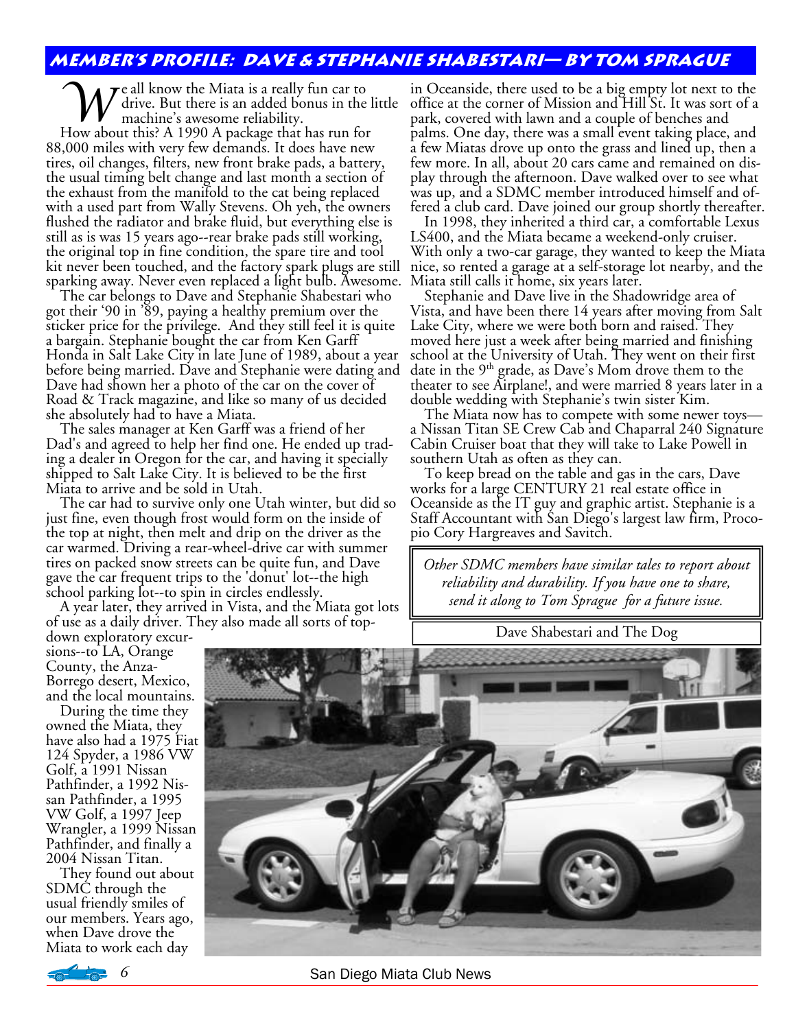## Member's Profile: Dave & Stephanie Shabestari— by Tom Sprague

We all know the Miata is a really fun car to drive. But there is an added bonus in the little machine's awesome reliability.

How about this? A 1990 A package that has run for 88,000 miles with very few demands. It does have new tires, oil changes, filters, new front brake pads, a battery, the usual timing belt change and last month a section of the exhaust from the manifold to the cat being replaced with a used part from Wally Stevens. Oh yeh, the owners flushed the radiator and brake fluid, but everything else is still as is was 15 years ago--rear brake pads still working, the original top in fine condition, the spare tire and tool kit never been touched, and the factory spark plugs are still sparking away. Never even replaced a light bulb. Awesome.

The car belongs to Dave and Stephanie Shabestari who got their '90 in '89, paying a healthy premium over the sticker price for the privilege. And they still feel it is quite a bargain. Stephanie bought the car from Ken Garff Honda in Salt Lake City in late June of 1989, about a year before being married. Dave and Stephanie were dating and Dave had shown her a photo of the car on the cover of Road & Track magazine, and like so many of us decided she absolutely had to have a Miata.

The sales manager at Ken Garff was a friend of her Dad's and agreed to help her find one. He ended up trading a dealer in Oregon for the car, and having it specially shipped to Salt Lake City. It is believed to be the first Miata to arrive and be sold in Utah.

The car had to survive only one Utah winter, but did so just fine, even though frost would form on the inside of the top at night, then melt and drip on the driver as the car warmed. Driving a rear-wheel-drive car with summer tires on packed snow streets can be quite fun, and Dave gave the car frequent trips to the 'donut' lot--the high school parking lot--to spin in circles endlessly.

A year later, they arrived in Vista, and the Miata got lots of use as a daily driver. They also made all sorts of top-down exploratory excursions--to LA, Orange County, the Anza-Borrego desert, Mexico, and the local mountains.

During the time they owned the Miata, they have also had a 1975 Fiat 124 Spyder, a 1986 VW Golf, a 1991 Nissan Pathfinder, a 1992 Nissan Pathfinder, a 1995 VW Golf, a 1997 Jeep Wrangler, a 1999 Nissan Pathfinder, and finally a 2004 Nissan Titan.

They found out about SDMC through the usual friendly smiles of our members. Years ago, when Dave drove the Miata to work each day in Oceanside, there used to be a big empty lot next to the office at the corner of Mission and Hill St. It was sort of a park, covered with lawn and a couple of benches and palms. One day, there was a small event taking place, and a few Miatas drove up onto the grass and lined up, then a few more. In all, about 20 cars came and remained on display through the afternoon. Dave walked over to see what was up, and a SDMC member introduced himself and offered a club card. Dave joined our group shortly thereafter.

In 1998, they inherited a third car, a comfortable Lexus LS400, and the Miata became a weekend-only cruiser. With only a two-car garage, they wanted to keep the Miata nice, so rented a garage at a self-storage lot nearby, and the Miata still calls it home, six years later.

Stephanie and Dave live in the Shadowridge area of Vista, and have been there 14 years after moving from Salt Lake City, where we were both born and raised. They moved here just a week after being married and finishing school at the University of Utah. They went on their first date in the 9th grade, as Dave's Mom drove them to the theater to see Airplane!, and were married 8 years later in a double wedding with Stephanie's twin sister Kim.

The Miata now has to compete with some newer toys—a Nissan Titan SE Crew Cab and Chaparral 240 Signature Cabin Cruiser boat that they will take to Lake Powell in southern Utah as often as they can.

To keep bread on the table and gas in the cars, Dave works for a large CENTURY 21 real estate office in Oceanside as the IT guy and graphic artist. Stephanie is a Staff Accountant with San Diego's largest law firm, Procopio Cory Hargreaves and Savitch.

*Other SDMC members have similar tales to report about reliability and durability. If you have one to share, send it along to Tom Sprague for a future issue.*

Dave Shabestari and The Dog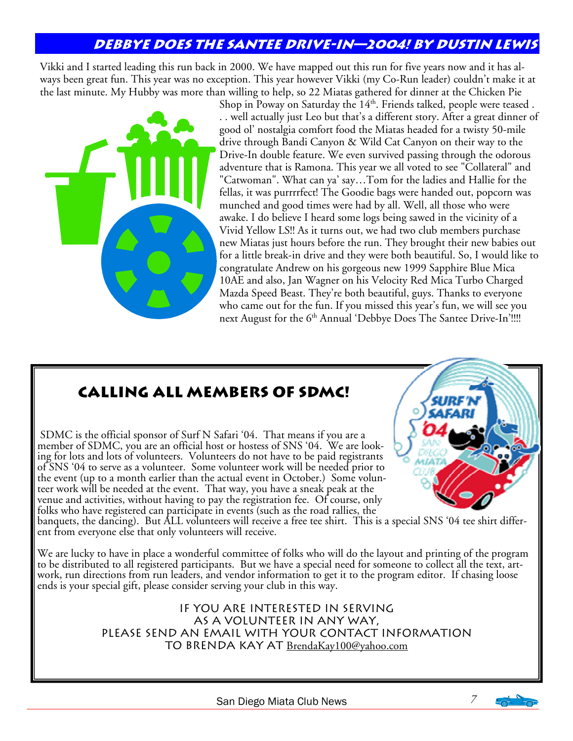## Debbye Does the Santee Drive-In—2004! By Dustin Lewis

Vikki and I started leading this run back in 2000. We have mapped out this run for five years now and it has always been great fun. This year was no exception. This year however Vikki (my Co-Run leader) couldn't make it at the last minute. My Hubby was more than willing to help, so 22 Miatas gathered for dinner at the Chicken Pie Shop in Poway on Saturday the 14th. Friends talked, people were teased . . . well actually just Leo but that's a different story. After a great dinner of good ol' nostalgia comfort food the Miatas headed for a twisty 50-mile drive through Bandi Canyon & Wild Cat Canyon on their way to the Drive-In double feature. We even survived passing through the odorous adventure that is Ramona. This year we all voted to see "Collateral" and "Catwoman". What can ya' say…Tom for the ladies and Hallie for the fellas, it was purrrrfect! The Goodie bags were handed out, popcorn was munched and good times were had by all. Well, all those who were awake. I do believe I heard some logs being sawed in the vicinity of a Vivid Yellow LS!! As it turns out, we had two club members purchase new Miatas just hours before the run. They brought their new babies out for a little break-in drive and they were both beautiful. So, I would like to congratulate Andrew on his gorgeous new 1999 Sapphire Blue Mica 10AE and also, Jan Wagner on his Velocity Red Mica Turbo Charged Mazda Speed Beast. They're both beautiful, guys. Thanks to everyone who came out for the fun. If you missed this year's fun, we will see you next August for the 6th Annual 'Debbye Does The Santee Drive-In'!!!!

## Calling All Members of SDMC!

SDMC is the official sponsor of Surf N Safari '04. That means if you are a member of SDMC, you are an official host or hostess of SNS '04. We are looking for lots and lots of volunteers. Volunteers do not have to be paid registrants of SNS '04 to serve as a volunteer. Some volunteer work will be needed prior to the event (up to a month earlier than the actual event in October.) Some volunteer work will be needed at the event. That way, you have a sneak peak at the venue and activities, without having to pay the registration fee. Of course, only folks who have registered can participate in events (such as the road rallies, the banquets, the dancing). But ALL volunteers will receive a free tee shirt. This is a special SNS '04 tee shirt different from everyone else that only volunteers will receive.

We are lucky to have in place a wonderful committee of folks who will do the layout and printing of the program to be distributed to all registered participants. But we have a special need for someone to collect all the text, artwork, run directions from run leaders, and vendor information to get it to the program editor. If chasing loose ends is your special gift, please consider serving your club in this way.

IF YOU ARE INTERESTED IN SERVING
AS A VOLUNTEER IN ANY WAY,
PLEASE SEND AN EMAIL WITH YOUR CONTACT INFORMATION
TO BRENDA KAY AT BrendaKay100@yahoo.com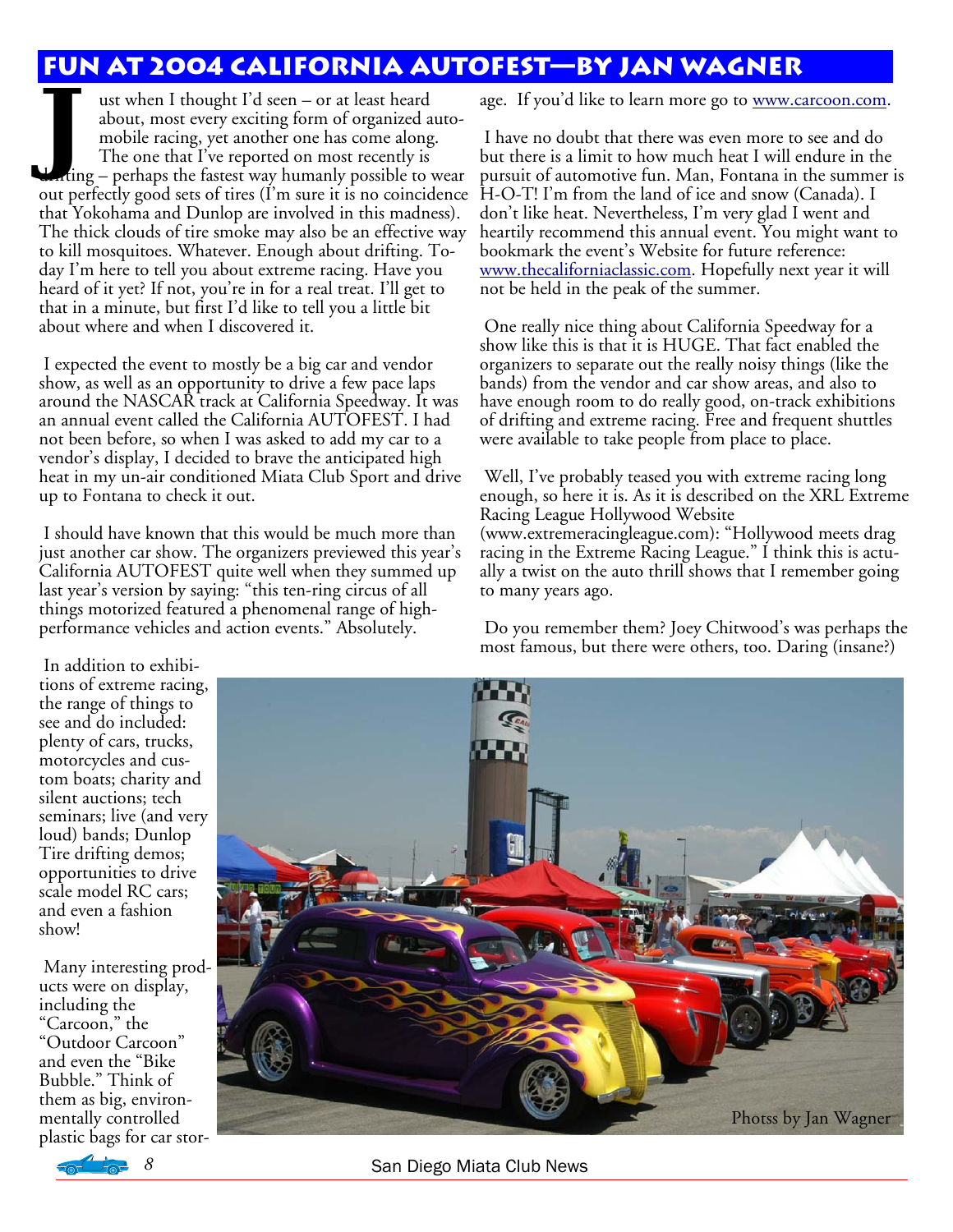# Fun at 2004 California AUTOFEST—by Jan Wagner

Just when I thought I'd seen – or at least heard about, most every exciting form of organized automobile racing, yet another one has come along. The one that I've reported on most recently is drifting – perhaps the fastest way humanly possible to wear out perfectly good sets of tires (I'm sure it is no coincidence that Yokohama and Dunlop are involved in this madness). The thick clouds of tire smoke may also be an effective way to kill mosquitoes. Whatever. Enough about drifting. Today I'm here to tell you about extreme racing. Have you heard of it yet? If not, you're in for a real treat. I'll get to that in a minute, but first I'd like to tell you a little bit about where and when I discovered it.

I expected the event to mostly be a big car and vendor show, as well as an opportunity to drive a few pace laps around the NASCAR track at California Speedway. It was an annual event called the California AUTOFEST. I had not been before, so when I was asked to add my car to a vendor's display, I decided to brave the anticipated high heat in my un-air conditioned Miata Club Sport and drive up to Fontana to check it out.

I should have known that this would be much more than just another car show. The organizers previewed this year's California AUTOFEST quite well when they summed up last year's version by saying: "this ten-ring circus of all things motorized featured a phenomenal range of high-performance vehicles and action events." Absolutely.

In addition to exhibitions of extreme racing, the range of things to see and do included: plenty of cars, trucks, motorcycles and custom boats; charity and silent auctions; tech seminars; live (and very loud) bands; Dunlop Tire drifting demos; opportunities to drive scale model RC cars; and even a fashion show!

Many interesting products were on display, including the "Carcoon," the "Outdoor Carcoon" and even the "Bike Bubble." Think of them as big, environmentally controlled plastic bags for car storage. If you'd like to learn more go to www.carcoon.com.

I have no doubt that there was even more to see and do but there is a limit to how much heat I will endure in the pursuit of automotive fun. Man, Fontana in the summer is H-O-T! I'm from the land of ice and snow (Canada). I don't like heat. Nevertheless, I'm very glad I went and heartily recommend this annual event. You might want to bookmark the event's Website for future reference: www.thecaliforniaclassic.com. Hopefully next year it will not be held in the peak of the summer.

One really nice thing about California Speedway for a show like this is that it is HUGE. That fact enabled the organizers to separate out the really noisy things (like the bands) from the vendor and car show areas, and also to have enough room to do really good, on-track exhibitions of drifting and extreme racing. Free and frequent shuttles were available to take people from place to place.

Well, I've probably teased you with extreme racing long enough, so here it is. As it is described on the XRL Extreme Racing League Hollywood Website (www.extremeracingleague.com): "Hollywood meets drag racing in the Extreme Racing League." I think this is actually a twist on the auto thrill shows that I remember going to many years ago.

Do you remember them? Joey Chitwood's was perhaps the most famous, but there were others, too. Daring (insane?)

Photss by Jan Wagner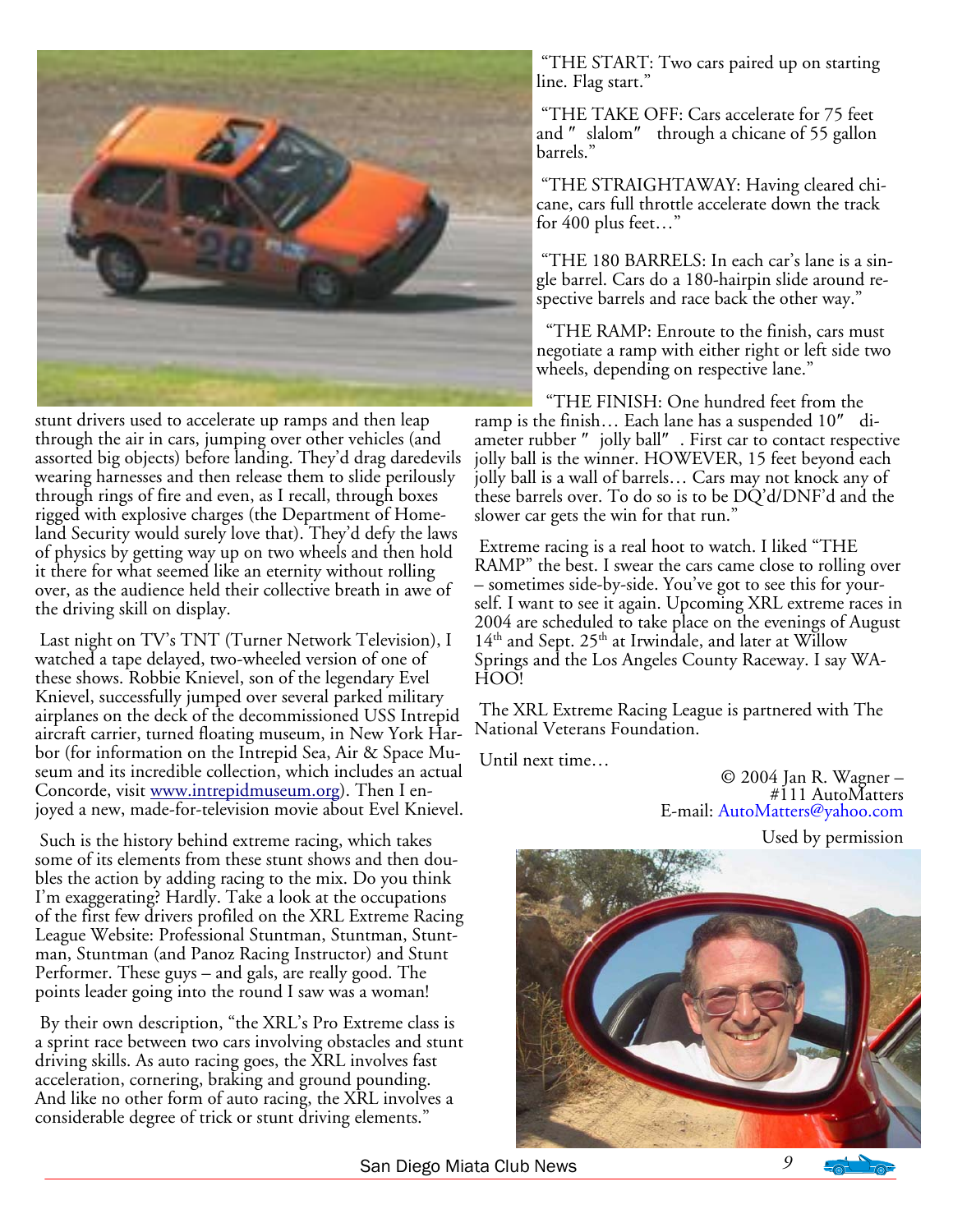stunt drivers used to accelerate up ramps and then leap through the air in cars, jumping over other vehicles (and assorted big objects) before landing. They'd drag daredevils wearing harnesses and then release them to slide perilously through rings of fire and even, as I recall, through boxes rigged with explosive charges (the Department of Homeland Security would surely love that). They'd defy the laws of physics by getting way up on two wheels and then hold it there for what seemed like an eternity without rolling over, as the audience held their collective breath in awe of the driving skill on display.

Last night on TV's TNT (Turner Network Television), I watched a tape delayed, two-wheeled version of one of these shows. Robbie Knievel, son of the legendary Evel Knievel, successfully jumped over several parked military airplanes on the deck of the decommissioned USS Intrepid aircraft carrier, turned floating museum, in New York Harbor (for information on the Intrepid Sea, Air & Space Museum and its incredible collection, which includes an actual Concorde, visit www.intrepidmuseum.org). Then I enjoyed a new, made-for-television movie about Evel Knievel.

Such is the history behind extreme racing, which takes some of its elements from these stunt shows and then doubles the action by adding racing to the mix. Do you think I'm exaggerating? Hardly. Take a look at the occupations of the first few drivers profiled on the XRL Extreme Racing League Website: Professional Stuntman, Stuntman, Stuntman, Stuntman (and Panoz Racing Instructor) and Stunt Performer. These guys – and gals, are really good. The points leader going into the round I saw was a woman!

By their own description, "the XRL's Pro Extreme class is a sprint race between two cars involving obstacles and stunt driving skills. As auto racing goes, the XRL involves fast acceleration, cornering, braking and ground pounding. And like no other form of auto racing, the XRL involves a considerable degree of trick or stunt driving elements."

"THE START: Two cars paired up on starting line. Flag start."

"THE TAKE OFF: Cars accelerate for 75 feet and "slalom" through a chicane of 55 gallon barrels."

"THE STRAIGHTAWAY: Having cleared chicane, cars full throttle accelerate down the track for 400 plus feet…"

"THE 180 BARRELS: In each car's lane is a single barrel. Cars do a 180-hairpin slide around respective barrels and race back the other way."

"THE RAMP: Enroute to the finish, cars must negotiate a ramp with either right or left side two wheels, depending on respective lane."

"THE FINISH: One hundred feet from the ramp is the finish… Each lane has a suspended 10" diameter rubber "jolly ball". First car to contact respective jolly ball is the winner. HOWEVER, 15 feet beyond each jolly ball is a wall of barrels… Cars may not knock any of these barrels over. To do so is to be DQ'd/DNF'd and the slower car gets the win for that run."

Extreme racing is a real hoot to watch. I liked "THE RAMP" the best. I swear the cars came close to rolling over – sometimes side-by-side. You've got to see this for yourself. I want to see it again. Upcoming XRL extreme races in 2004 are scheduled to take place on the evenings of August 14th and Sept. 25th at Irwindale, and later at Willow Springs and the Los Angeles County Raceway. I say WA-HOO!

The XRL Extreme Racing League is partnered with The National Veterans Foundation.

Until next time…

© 2004 Jan R. Wagner –
#111 AutoMatters
E-mail: AutoMatters@yahoo.com

Used by permission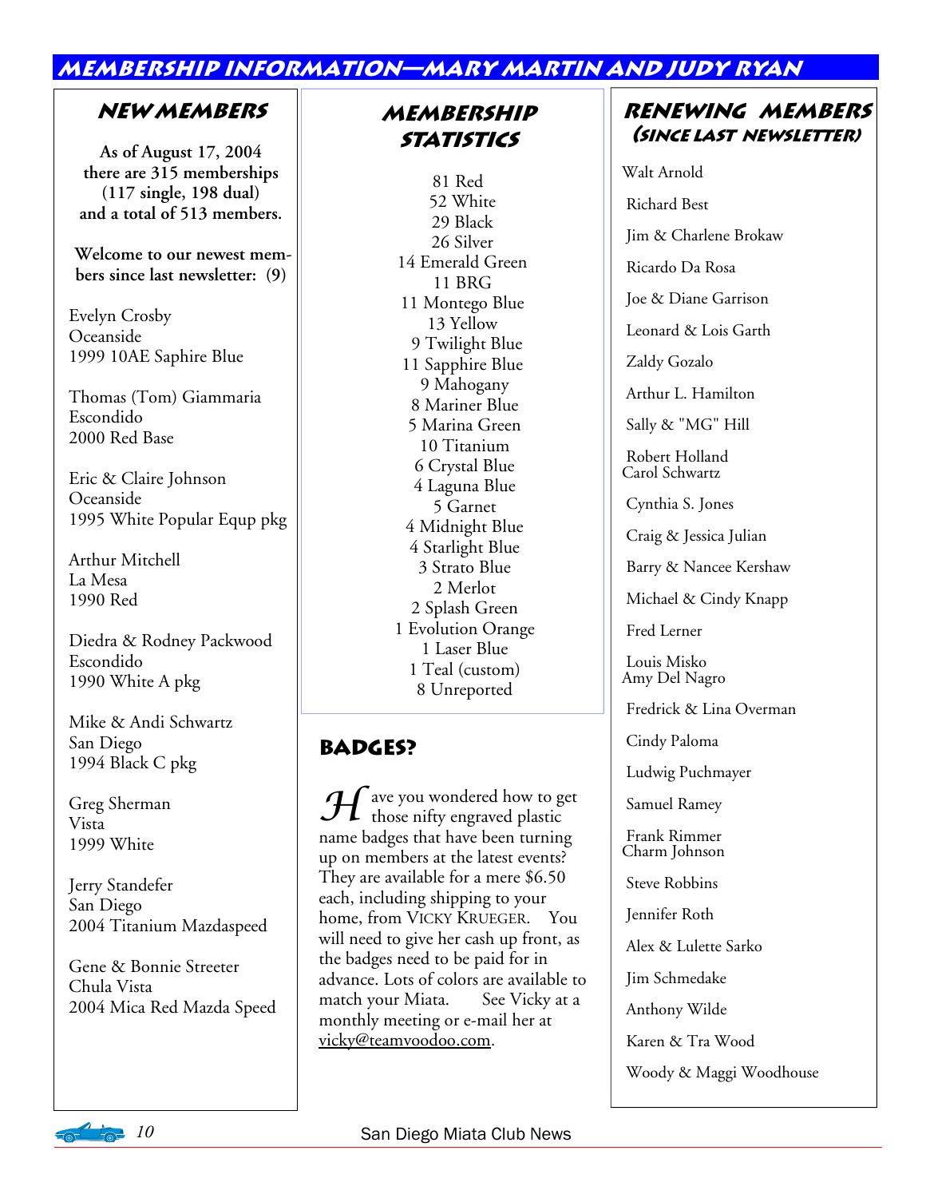# Membership Information—Mary Martin and Judy Ryan

## New Members

**As of August 17, 2004 there are 315 memberships (117 single, 198 dual) and a total of 513 members.**

**Welcome to our newest members since last newsletter: (9)**

Evelyn Crosby
Oceanside
1999 10AE Saphire Blue

Thomas (Tom) Giammaria
Escondido
2000 Red Base

Eric & Claire Johnson
Oceanside
1995 White Popular Equp pkg

Arthur Mitchell
La Mesa
1990 Red

Diedra & Rodney Packwood
Escondido
1990 White A pkg

Mike & Andi Schwartz
San Diego
1994 Black C pkg

Greg Sherman
Vista
1999 White

Jerry Standefer
San Diego
2004 Titanium Mazdaspeed

Gene & Bonnie Streeter
Chula Vista
2004 Mica Red Mazda Speed

## Membership Statistics

81 Red
52 White
29 Black
26 Silver
14 Emerald Green
11 BRG
11 Montego Blue
13 Yellow
9 Twilight Blue
11 Sapphire Blue
9 Mahogany
8 Mariner Blue
5 Marina Green
10 Titanium
6 Crystal Blue
4 Laguna Blue
5 Garnet
4 Midnight Blue
4 Starlight Blue
3 Strato Blue
2 Merlot
2 Splash Green
1 Evolution Orange
1 Laser Blue
1 Teal (custom)
8 Unreported

## Badges?

Have you wondered how to get those nifty engraved plastic name badges that have been turning up on members at the latest events? They are available for a mere $6.50 each, including shipping to your home, from Vicky Krueger. You will need to give her cash up front, as the badges need to be paid for in advance. Lots of colors are available to match your Miata. See Vicky at a monthly meeting or e-mail her at vicky@teamvoodoo.com.

## Renewing Members (since last newsletter)

Walt Arnold
Richard Best
Jim & Charlene Brokaw
Ricardo Da Rosa
Joe & Diane Garrison
Leonard & Lois Garth
Zaldy Gozalo
Arthur L. Hamilton
Sally & "MG" Hill
Robert Holland
Carol Schwartz
Cynthia S. Jones
Craig & Jessica Julian
Barry & Nancee Kershaw
Michael & Cindy Knapp
Fred Lerner
Louis Misko
Amy Del Nagro
Fredrick & Lina Overman
Cindy Paloma
Ludwig Puchmayer
Samuel Ramey
Frank Rimmer
Charm Johnson
Steve Robbins
Jennifer Roth
Alex & Lulette Sarko
Jim Schmedake
Anthony Wilde
Karen & Tra Wood
Woody & Maggi Woodhouse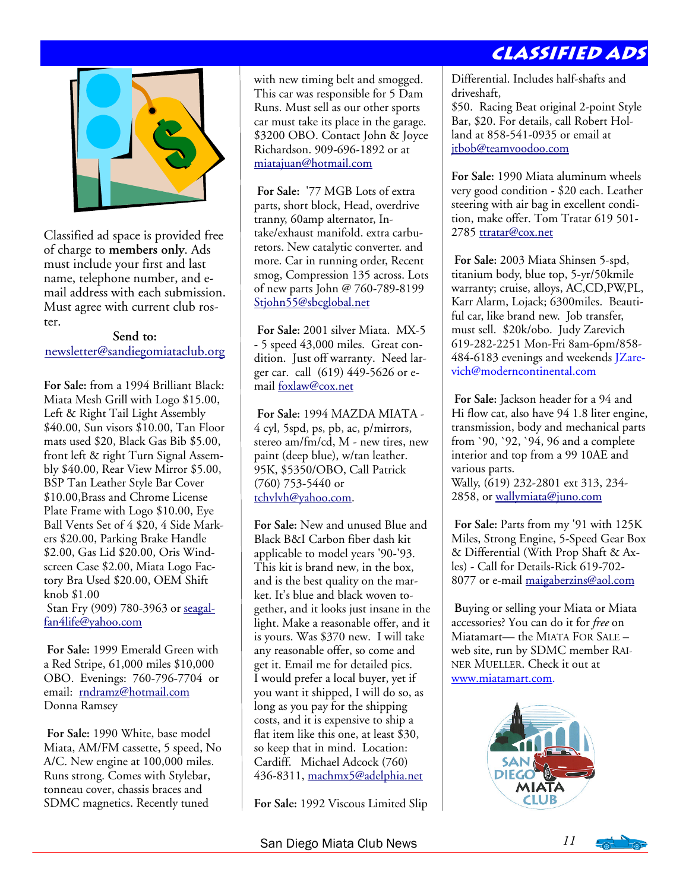# CLASSIFIED ADS

Classified ad space is provided free of charge to **members only**. Ads must include your first and last name, telephone number, and e-mail address with each submission. Must agree with current club roster.

**Send to:**
newsletter@sandiegomiataclub.org

**For Sale:** from a 1994 Brilliant Black: Miata Mesh Grill with Logo $15.00, Left & Right Tail Light Assembly $40.00, Sun visors $10.00, Tan Floor mats used $20, Black Gas Bib $5.00, front left & right Turn Signal Assembly $40.00, Rear View Mirror $5.00, BSP Tan Leather Style Bar Cover $10.00, Brass and Chrome License Plate Frame with Logo $10.00, Eye Ball Vents Set of 4 $20, 4 Side Markers $20.00, Parking Brake Handle $2.00, Gas Lid $20.00, Oris Windscreen Case $2.00, Miata Logo Factory Bra Used $20.00, OEM Shift knob $1.00
Stan Fry (909) 780-3963 or seagalfan4life@yahoo.com

**For Sale:** 1999 Emerald Green with a Red Stripe, 61,000 miles $10,000 OBO. Evenings: 760-796-7704 or email: rndramz@hotmail.com
Donna Ramsey

**For Sale:** 1990 White, base model Miata, AM/FM cassette, 5 speed, No A/C. New engine at 100,000 miles. Runs strong. Comes with Stylebar, tonneau cover, chassis braces and SDMC magnetics. Recently tuned with new timing belt and smogged. This car was responsible for 5 Dam Runs. Must sell as our other sports car must take its place in the garage. $3200 OBO. Contact John & Joyce Richardson. 909-696-1892 or at miatajuan@hotmail.com

**For Sale:** '77 MGB Lots of extra parts, short block, Head, overdrive tranny, 60amp alternator, Intake/exhaust manifold. extra carburetors. New catalytic converter. and more. Car in running order, Recent smog, Compression 135 across. Lots of new parts John @ 760-789-8199 Stjohn55@sbcglobal.net

**For Sale:** 2001 silver Miata. MX-5 - 5 speed 43,000 miles. Great condition. Just off warranty. Need larger car. call (619) 449-5626 or e-mail foxlaw@cox.net

**For Sale:** 1994 MAZDA MIATA - 4 cyl, 5spd, ps, pb, ac, p/mirrors, stereo am/fm/cd, M - new tires, new paint (deep blue), w/tan leather. 95K, $5350/OBO, Call Patrick (760) 753-5440 or tchvlvh@yahoo.com.

**For Sale:** New and unused Blue and Black B&I Carbon fiber dash kit applicable to model years '90-'93. This kit is brand new, in the box, and is the best quality on the market. It's blue and black woven together, and it looks just insane in the light. Make a reasonable offer, and it is yours. Was $370 new. I will take any reasonable offer, so come and get it. Email me for detailed pics. I would prefer a local buyer, yet if you want it shipped, I will do so, as long as you pay for the shipping costs, and it is expensive to ship a flat item like this one, at least $30, so keep that in mind. Location: Cardiff. Michael Adcock (760) 436-8311, machmx5@adelphia.net

**For Sale:** 1992 Viscous Limited Slip Differential. Includes half-shafts and driveshaft,
$50. Racing Beat original 2-point Style Bar, $20. For details, call Robert Holland at 858-541-0935 or email at jtbob@teamvoodoo.com

**For Sale:** 1990 Miata aluminum wheels very good condition - $20 each. Leather steering with air bag in excellent condition, make offer. Tom Tratar 619 501-2785 ttratar@cox.net

**For Sale:** 2003 Miata Shinsen 5-spd, titanium body, blue top, 5-yr/50kmile warranty; cruise, alloys, AC,CD,PW,PL, Karr Alarm, Lojack; 6300miles. Beautiful car, like brand new. Job transfer, must sell. $20k/obo. Judy Zarevich 619-282-2251 Mon-Fri 8am-6pm/858-484-6183 evenings and weekends JZarevich@moderncontinental.com

**For Sale:** Jackson header for a 94 and Hi flow cat, also have 94 1.8 liter engine, transmission, body and mechanical parts from `90, `92, `94, 96 and a complete interior and top from a 99 10AE and various parts.
Wally, (619) 232-2801 ext 313, 234-2858, or wallymiata@juno.com

**For Sale:** Parts from my '91 with 125K Miles, Strong Engine, 5-Speed Gear Box & Differential (With Prop Shaft & Axles) - Call for Details-Rick 619-702-8077 or e-mail maigaberzins@aol.com

Buying or selling your Miata or Miata accessories? You can do it for *free* on Miatamart— the MIATA FOR SALE – web site, run by SDMC member RAINER MUELLER. Check it out at www.miatamart.com.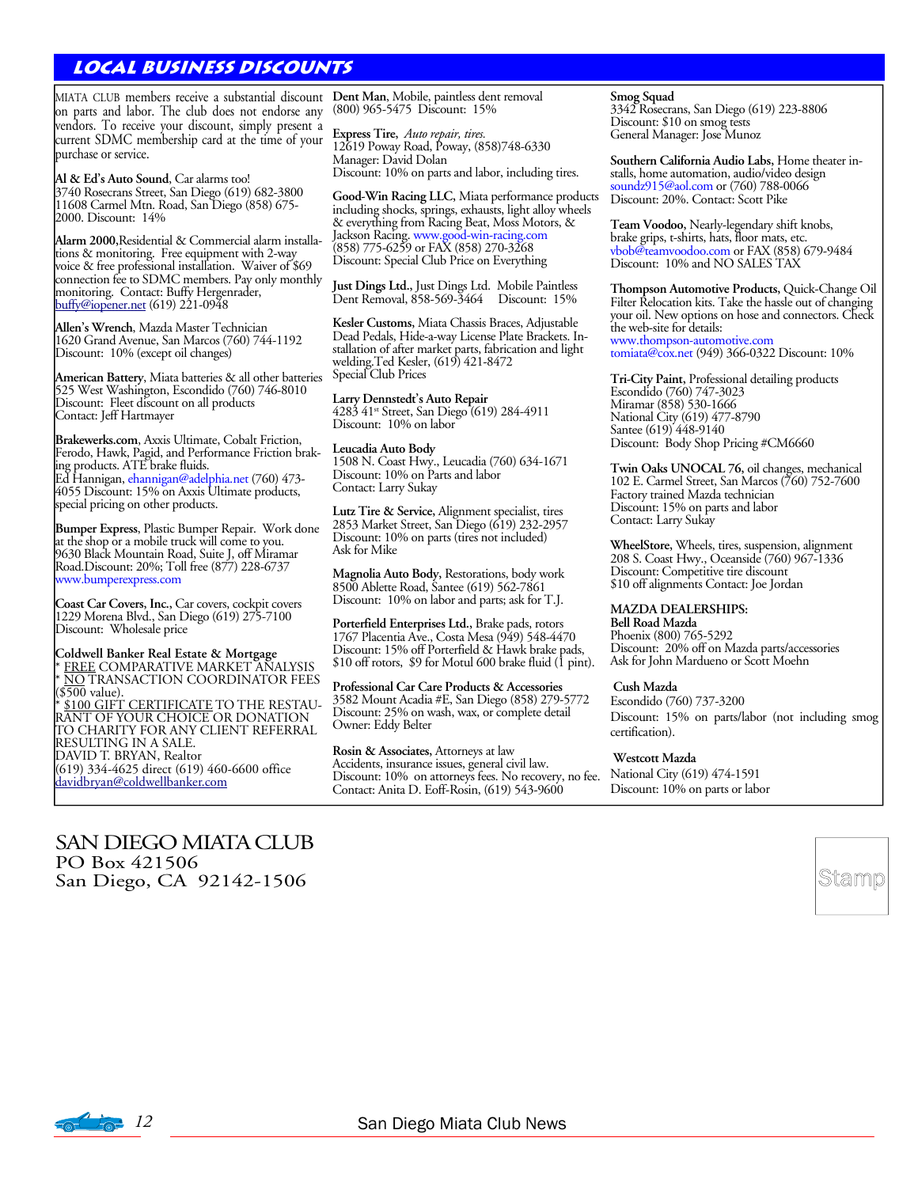## LOCAL BUSINESS DISCOUNTS

MIATA CLUB members receive a substantial discount on parts and labor. The club does not endorse any vendors. To receive your discount, simply present a current SDMC membership card at the time of your purchase or service.

**Al & Ed's Auto Sound**, Car alarms too!
3740 Rosecrans Street, San Diego (619) 682-3800
11608 Carmel Mtn. Road, San Diego (858) 675-2000. Discount: 14%

**Alarm 2000**, Residential & Commercial alarm installations & monitoring. Free equipment with 2-way voice & free professional installation. Waiver of $69 connection fee to SDMC members. Pay only monthly monitoring. Contact: Buffy Hergenrader, buffy@iopener.net (619) 221-0948

**Allen's Wrench**, Mazda Master Technician
1620 Grand Avenue, San Marcos (760) 744-1192
Discount: 10% (except oil changes)

**American Battery**, Miata batteries & all other batteries
525 West Washington, Escondido (760) 746-8010
Discount: Fleet discount on all products
Contact: Jeff Hartmayer

**Brakewerks.com**, Axxis Ultimate, Cobalt Friction, Ferodo, Hawk, Pagid, and Performance Friction braking products. ATE brake fluids.
Ed Hannigan, ehannigan@adelphia.net (760) 473-4055 Discount: 15% on Axxis Ultimate products, special pricing on other products.

**Bumper Express**, Plastic Bumper Repair. Work done at the shop or a mobile truck will come to you.
9630 Black Mountain Road, Suite J, off Miramar Road. Discount: 20%; Toll free (877) 228-6737
www.bumperexpress.com

**Coast Car Covers, Inc.**, Car covers, cockpit covers
1229 Morena Blvd., San Diego (619) 275-7100
Discount: Wholesale price

**Coldwell Banker Real Estate & Mortgage**
* FREE COMPARATIVE MARKET ANALYSIS
* NO TRANSACTION COORDINATOR FEES ($500 value).
* $100 GIFT CERTIFICATE TO THE RESTAURANT OF YOUR CHOICE OR DONATION TO CHARITY FOR ANY CLIENT REFERRAL RESULTING IN A SALE.

DAVID T. BRYAN, Realtor
(619) 334-4625 direct (619) 460-6600 office
davidbryan@coldwellbanker.com

**Dent Man**, Mobile, paintless dent removal
(800) 965-5475 Discount: 15%

**Express Tire**, *Auto repair, tires.*
12619 Poway Road, Poway, (858)748-6330
Manager: David Dolan
Discount: 10% on parts and labor, including tires.

**Good-Win Racing LLC**, Miata performance products including shocks, springs, exhausts, light alloy wheels & everything from Racing Beat, Moss Motors, & Jackson Racing. www.good-win-racing.com
(858) 775-6259 or FAX (858) 270-3268
Discount: Special Club Price on Everything

**Just Dings Ltd.**, Just Dings Ltd. Mobile Paintless Dent Removal, 858-569-3464 Discount: 15%

**Kesler Customs**, Miata Chassis Braces, Adjustable Dead Pedals, Hide-a-way License Plate Brackets. Installation of after market parts, fabrication and light welding. Ted Kesler, (619) 421-8472
Special Club Prices

**Larry Dennstedt's Auto Repair**
4283 41st Street, San Diego (619) 284-4911
Discount: 10% on labor

**Leucadia Auto Body**
1508 N. Coast Hwy., Leucadia (760) 634-1671
Discount: 10% on Parts and labor
Contact: Larry Sukay

**Lutz Tire & Service**, Alignment specialist, tires
2853 Market Street, San Diego (619) 232-2957
Discount: 10% on parts (tires not included)
Ask for Mike

**Magnolia Auto Body**, Restorations, body work
8500 Ablette Road, Santee (619) 562-7861
Discount: 10% on labor and parts; ask for T.J.

**Porterfield Enterprises Ltd.**, Brake pads, rotors
1767 Placentia Ave., Costa Mesa (949) 548-4470
Discount: 15% off Porterfield & Hawk brake pads, $10 off rotors, $9 for Motul 600 brake fluid (1 pint).

**Professional Car Care Products & Accessories**
3582 Mount Acadia #E, San Diego (858) 279-5772
Discount: 25% on wash, wax, or complete detail
Owner: Eddy Belter

**Rosin & Associates**, Attorneys at law
Accidents, insurance issues, general civil law.
Discount: 10% on attorneys fees. No recovery, no fee.
Contact: Anita D. Eoff-Rosin, (619) 543-9600

**Smog Squad**
3342 Rosecrans, San Diego (619) 223-8806
Discount: $10 on smog tests
General Manager: Jose Munoz

**Southern California Audio Labs**, Home theater installs, home automation, audio/video design
soundz915@aol.com or (760) 788-0066
Discount: 20%. Contact: Scott Pike

**Team Voodoo**, Nearly-legendary shift knobs, brake grips, t-shirts, hats, floor mats, etc.
vbob@teamvoodoo.com or FAX (858) 679-9484
Discount: 10% and NO SALES TAX

**Thompson Automotive Products**, Quick-Change Oil Filter Relocation kits. Take the hassle out of changing your oil. New options on hose and connectors. Check the web-site for details:
www.thompson-automotive.com
tomiata@cox.net (949) 366-0322 Discount: 10%

**Tri-City Paint**, Professional detailing products
Escondido (760) 747-3023
Miramar (858) 530-1666
National City (619) 477-8790
Santee (619) 448-9140
Discount: Body Shop Pricing #CM6660

**Twin Oaks UNOCAL 76**, oil changes, mechanical
102 E. Carmel Street, San Marcos (760) 752-7600
Factory trained Mazda technician
Discount: 15% on parts and labor
Contact: Larry Sukay

**WheelStore**, Wheels, tires, suspension, alignment
208 S. Coast Hwy., Oceanside (760) 967-1336
Discount: Competitive tire discount
$10 off alignments Contact: Joe Jordan

**MAZDA DEALERSHIPS:**

**Bell Road Mazda**
Phoenix (800) 765-5292
Discount: 20% off on Mazda parts/accessories
Ask for John Mardueno or Scott Moehn

**Cush Mazda**
Escondido (760) 737-3200
Discount: 15% on parts/labor (not including smog certification).

**Westcott Mazda**
National City (619) 474-1591
Discount: 10% on parts or labor

SAN DIEGO MIATA CLUB
PO Box 421506
San Diego, CA 92142-1506

Stamp